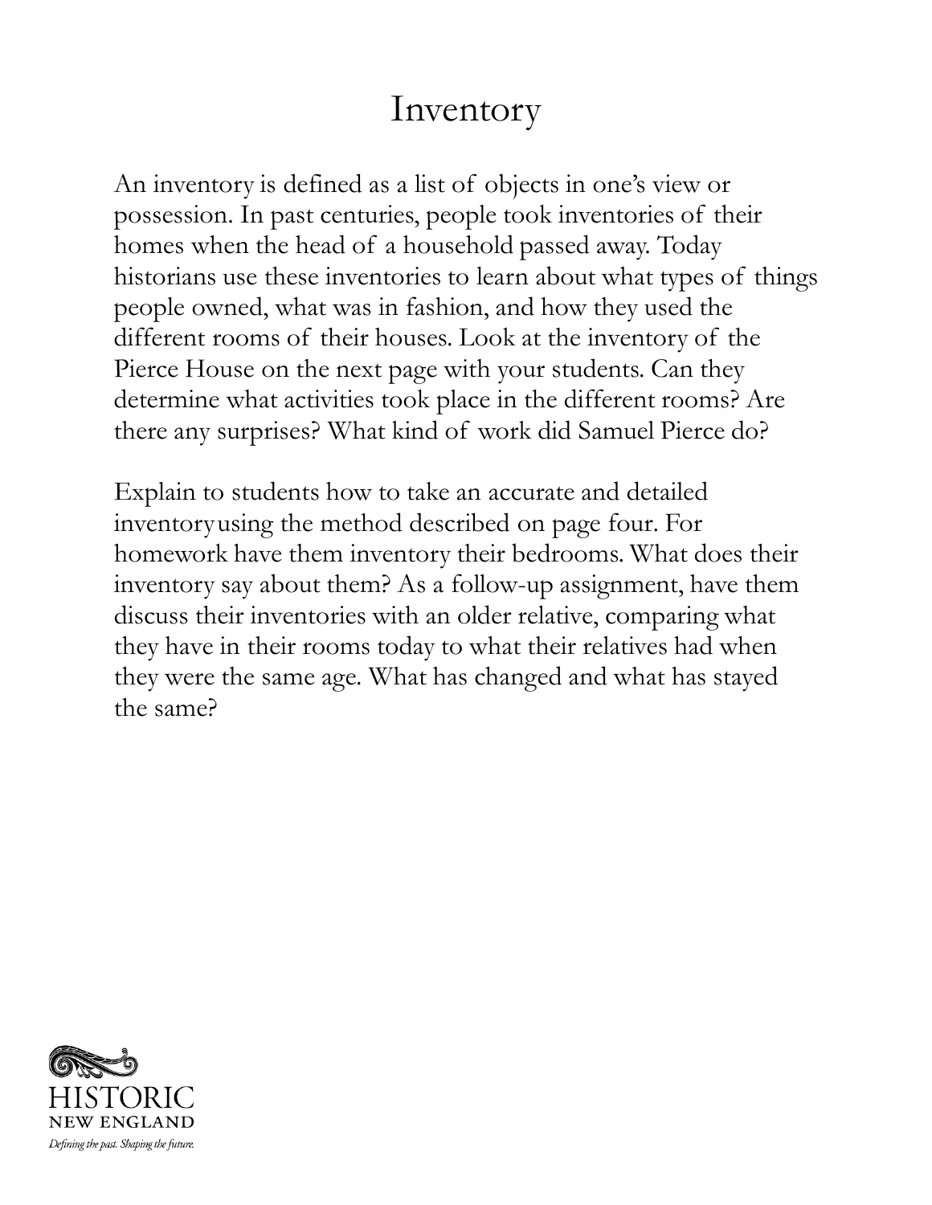# Inventory

An inventory is defined as a list of objects in one's view or possession. In past centuries, people took inventories of their homes when the head of a household passed away. Today historians use these inventories to learn about what types of things people owned, what was in fashion, and how they used the different rooms of their houses. Look at the inventory of the Pierce House on the next page with your students. Can they determine what activities took place in the different rooms? Are there any surprises? What kind of work did Samuel Pierce do?

Explain to students how to take an accurate and detailed inventoryusing the method described on page four. For homework have them inventory their bedrooms. What does their inventory say about them? As a follow-up assignment, have them discuss their inventories with an older relative, comparing what they have in their rooms today to what their relatives had when they were the same age. What has changed and what has stayed the same?

HISTORIC NEW ENGLAND

*Defining the past. Shaping the future.*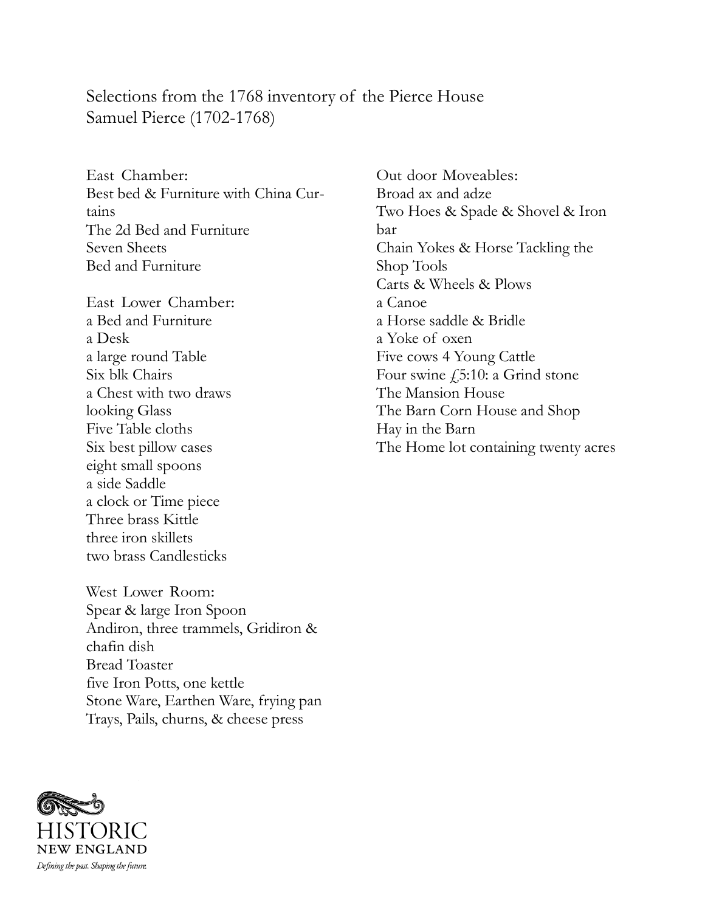Selections from the 1768 inventory of the Pierce House
Samuel Pierce (1702-1768)

East Chamber:
Best bed & Furniture with China Curtains
The 2d Bed and Furniture
Seven Sheets
Bed and Furniture

East Lower Chamber:
a Bed and Furniture
a Desk
a large round Table
Six blk Chairs
a Chest with two draws
looking Glass
Five Table cloths
Six best pillow cases
eight small spoons
a side Saddle
a clock or Time piece
Three brass Kittle
three iron skillets
two brass Candlesticks

West Lower Room:
Spear & large Iron Spoon
Andiron, three trammels, Gridiron & chafin dish
Bread Toaster
five Iron Potts, one kettle
Stone Ware, Earthen Ware, frying pan
Trays, Pails, churns, & cheese press

Out door Moveables:
Broad ax and adze
Two Hoes & Spade & Shovel & Iron bar
Chain Yokes & Horse Tackling the Shop Tools
Carts & Wheels & Plows
a Canoe
a Horse saddle & Bridle
a Yoke of oxen
Five cows 4 Young Cattle
Four swine £5:10: a Grind stone
The Mansion House
The Barn Corn House and Shop
Hay in the Barn
The Home lot containing twenty acres

HISTORIC NEW ENGLAND
*Defining the past. Shaping the future.*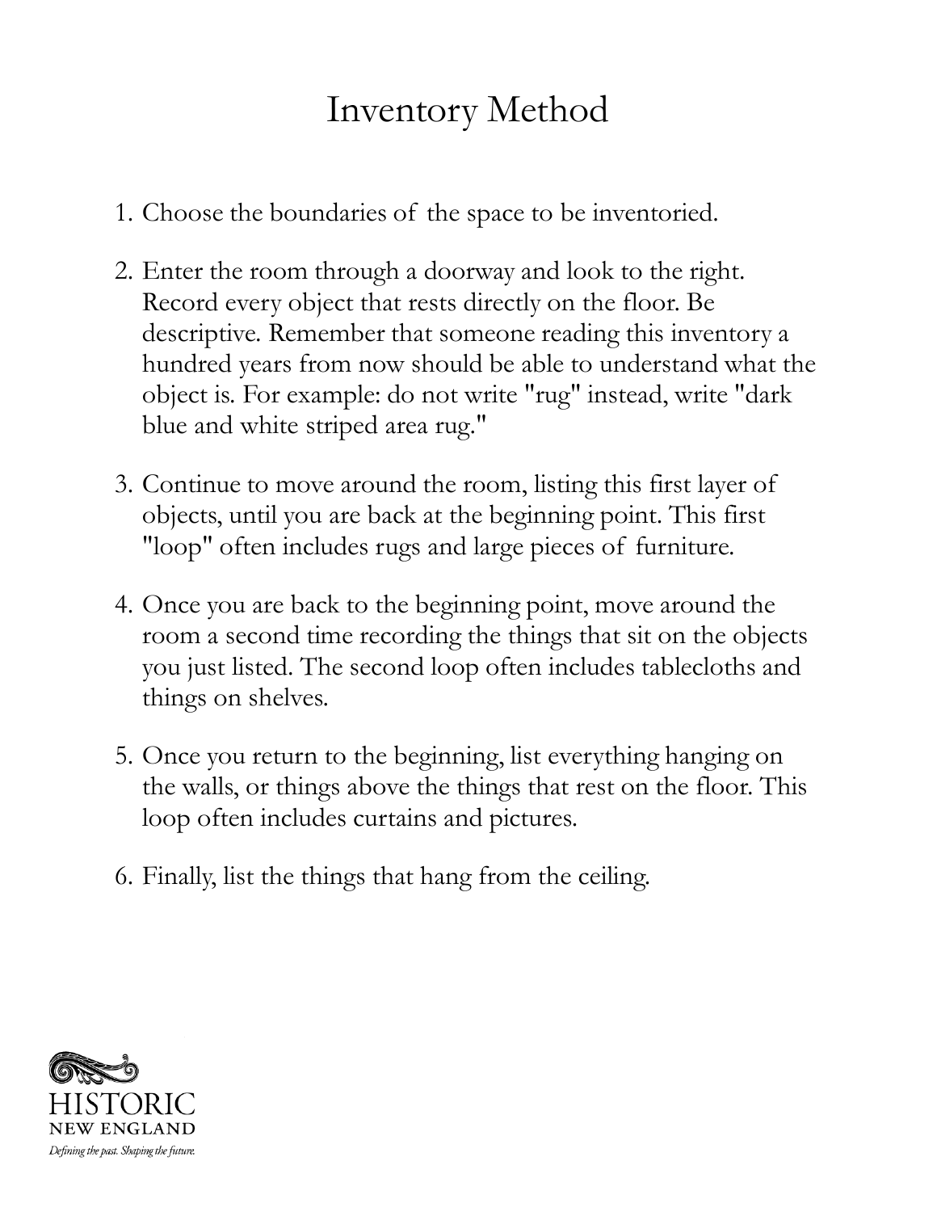# Inventory Method

1. Choose the boundaries of the space to be inventoried.

2. Enter the room through a doorway and look to the right. Record every object that rests directly on the floor. Be descriptive. Remember that someone reading this inventory a hundred years from now should be able to understand what the object is. For example: do not write "rug" instead, write "dark blue and white striped area rug."

3. Continue to move around the room, listing this first layer of objects, until you are back at the beginning point. This first "loop" often includes rugs and large pieces of furniture.

4. Once you are back to the beginning point, move around the room a second time recording the things that sit on the objects you just listed. The second loop often includes tablecloths and things on shelves.

5. Once you return to the beginning, list everything hanging on the walls, or things above the things that rest on the floor. This loop often includes curtains and pictures.

6. Finally, list the things that hang from the ceiling.

HISTORIC
NEW ENGLAND
*Defining the past. Shaping the future.*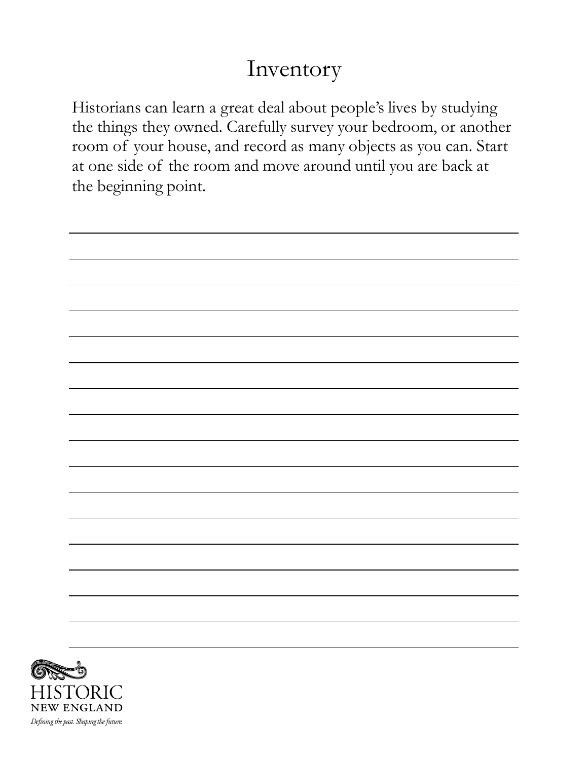# Inventory

Historians can learn a great deal about people's lives by studying the things they owned. Carefully survey your bedroom, or another room of your house, and record as many objects as you can. Start at one side of the room and move around until you are back at the beginning point.

HISTORIC NEW ENGLAND

*Defining the past. Shaping the future.*